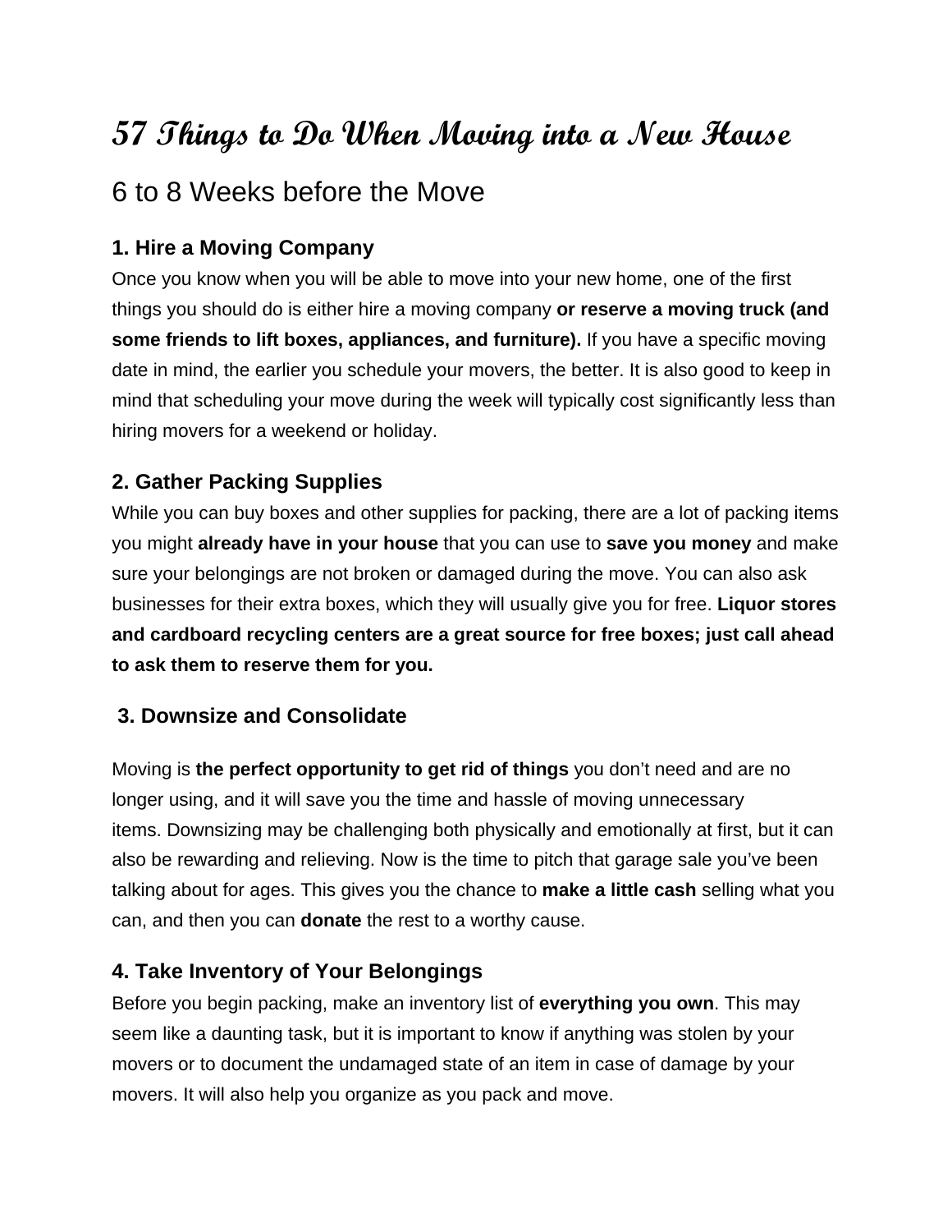# 57 Things to Do When Moving into a New House

## 6 to 8 Weeks before the Move

### 1. Hire a Moving Company

Once you know when you will be able to move into your new home, one of the first things you should do is either hire a moving company **or reserve a moving truck (and some friends to lift boxes, appliances, and furniture).** If you have a specific moving date in mind, the earlier you schedule your movers, the better. It is also good to keep in mind that scheduling your move during the week will typically cost significantly less than hiring movers for a weekend or holiday.

### 2. Gather Packing Supplies

While you can buy boxes and other supplies for packing, there are a lot of packing items you might **already have in your house** that you can use to **save you money** and make sure your belongings are not broken or damaged during the move. You can also ask businesses for their extra boxes, which they will usually give you for free. **Liquor stores and cardboard recycling centers are a great source for free boxes; just call ahead to ask them to reserve them for you.**

### 3. Downsize and Consolidate

Moving is **the perfect opportunity to get rid of things** you don't need and are no longer using, and it will save you the time and hassle of moving unnecessary items. Downsizing may be challenging both physically and emotionally at first, but it can also be rewarding and relieving. Now is the time to pitch that garage sale you've been talking about for ages. This gives you the chance to **make a little cash** selling what you can, and then you can **donate** the rest to a worthy cause.

### 4. Take Inventory of Your Belongings

Before you begin packing, make an inventory list of **everything you own**. This may seem like a daunting task, but it is important to know if anything was stolen by your movers or to document the undamaged state of an item in case of damage by your movers. It will also help you organize as you pack and move.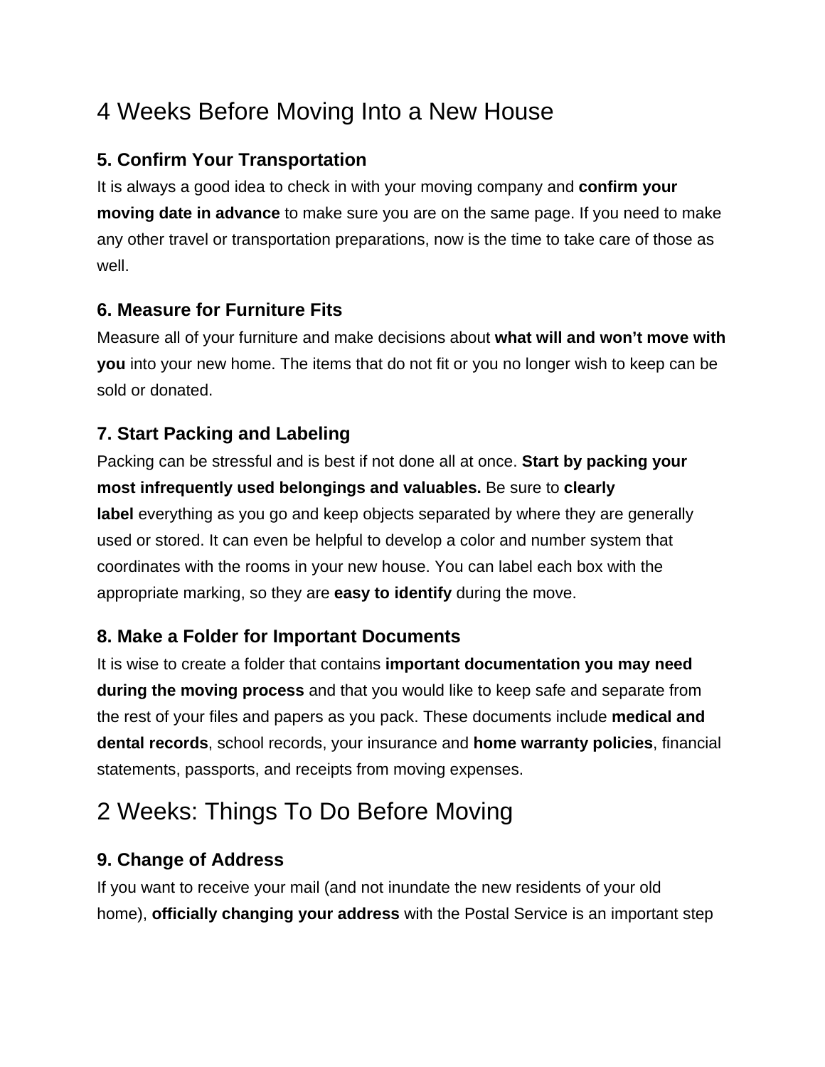## 4 Weeks Before Moving Into a New House

### 5. Confirm Your Transportation

It is always a good idea to check in with your moving company and **confirm your moving date in advance** to make sure you are on the same page. If you need to make any other travel or transportation preparations, now is the time to take care of those as well.

### 6. Measure for Furniture Fits

Measure all of your furniture and make decisions about **what will and won't move with you** into your new home. The items that do not fit or you no longer wish to keep can be sold or donated.

### 7. Start Packing and Labeling

Packing can be stressful and is best if not done all at once. **Start by packing your most infrequently used belongings and valuables.** Be sure to **clearly label** everything as you go and keep objects separated by where they are generally used or stored. It can even be helpful to develop a color and number system that coordinates with the rooms in your new house. You can label each box with the appropriate marking, so they are **easy to identify** during the move.

### 8. Make a Folder for Important Documents

It is wise to create a folder that contains **important documentation you may need during the moving process** and that you would like to keep safe and separate from the rest of your files and papers as you pack. These documents include **medical and dental records**, school records, your insurance and **home warranty policies**, financial statements, passports, and receipts from moving expenses.

## 2 Weeks: Things To Do Before Moving

### 9. Change of Address

If you want to receive your mail (and not inundate the new residents of your old home), **officially changing your address** with the Postal Service is an important step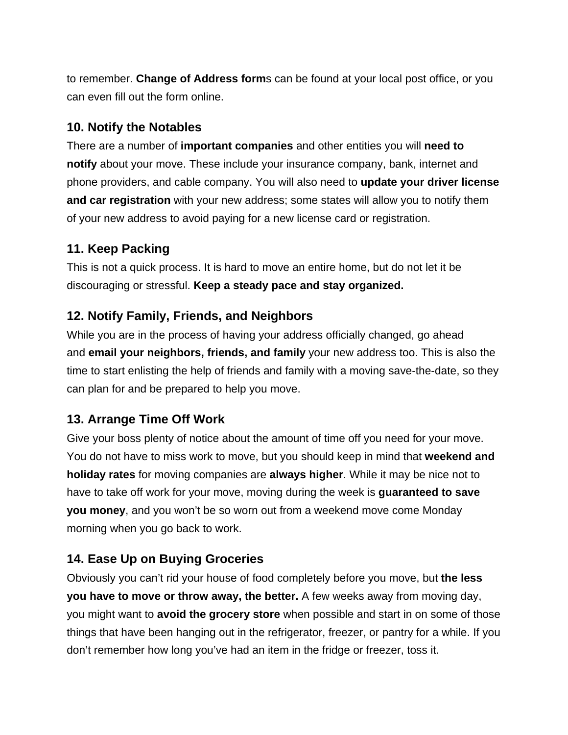to remember. **Change of Address form**s can be found at your local post office, or you can even fill out the form online.

### 10. Notify the Notables

There are a number of **important companies** and other entities you will **need to notify** about your move. These include your insurance company, bank, internet and phone providers, and cable company. You will also need to **update your driver license and car registration** with your new address; some states will allow you to notify them of your new address to avoid paying for a new license card or registration.

### 11. Keep Packing

This is not a quick process. It is hard to move an entire home, but do not let it be discouraging or stressful. **Keep a steady pace and stay organized.**

### 12. Notify Family, Friends, and Neighbors

While you are in the process of having your address officially changed, go ahead and **email your neighbors, friends, and family** your new address too. This is also the time to start enlisting the help of friends and family with a moving save-the-date, so they can plan for and be prepared to help you move.

### 13. Arrange Time Off Work

Give your boss plenty of notice about the amount of time off you need for your move. You do not have to miss work to move, but you should keep in mind that **weekend and holiday rates** for moving companies are **always higher**. While it may be nice not to have to take off work for your move, moving during the week is **guaranteed to save you money**, and you won't be so worn out from a weekend move come Monday morning when you go back to work.

### 14. Ease Up on Buying Groceries

Obviously you can't rid your house of food completely before you move, but **the less you have to move or throw away, the better.** A few weeks away from moving day, you might want to **avoid the grocery store** when possible and start in on some of those things that have been hanging out in the refrigerator, freezer, or pantry for a while. If you don't remember how long you've had an item in the fridge or freezer, toss it.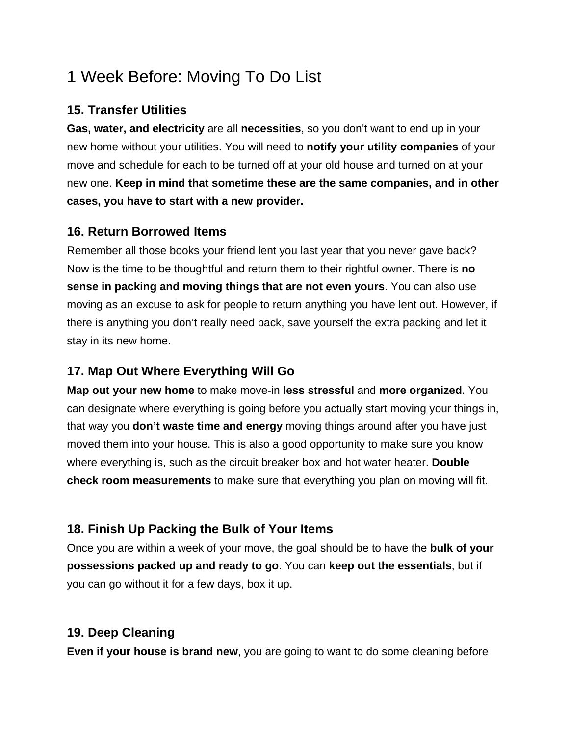# 1 Week Before: Moving To Do List

### 15. Transfer Utilities

**Gas, water, and electricity** are all **necessities**, so you don't want to end up in your new home without your utilities. You will need to **notify your utility companies** of your move and schedule for each to be turned off at your old house and turned on at your new one. **Keep in mind that sometime these are the same companies, and in other cases, you have to start with a new provider.**

### 16. Return Borrowed Items

Remember all those books your friend lent you last year that you never gave back? Now is the time to be thoughtful and return them to their rightful owner. There is **no sense in packing and moving things that are not even yours**. You can also use moving as an excuse to ask for people to return anything you have lent out. However, if there is anything you don't really need back, save yourself the extra packing and let it stay in its new home.

### 17. Map Out Where Everything Will Go

**Map out your new home** to make move-in **less stressful** and **more organized**. You can designate where everything is going before you actually start moving your things in, that way you **don't waste time and energy** moving things around after you have just moved them into your house. This is also a good opportunity to make sure you know where everything is, such as the circuit breaker box and hot water heater. **Double check room measurements** to make sure that everything you plan on moving will fit.

### 18. Finish Up Packing the Bulk of Your Items

Once you are within a week of your move, the goal should be to have the **bulk of your possessions packed up and ready to go**. You can **keep out the essentials**, but if you can go without it for a few days, box it up.

### 19. Deep Cleaning

**Even if your house is brand new**, you are going to want to do some cleaning before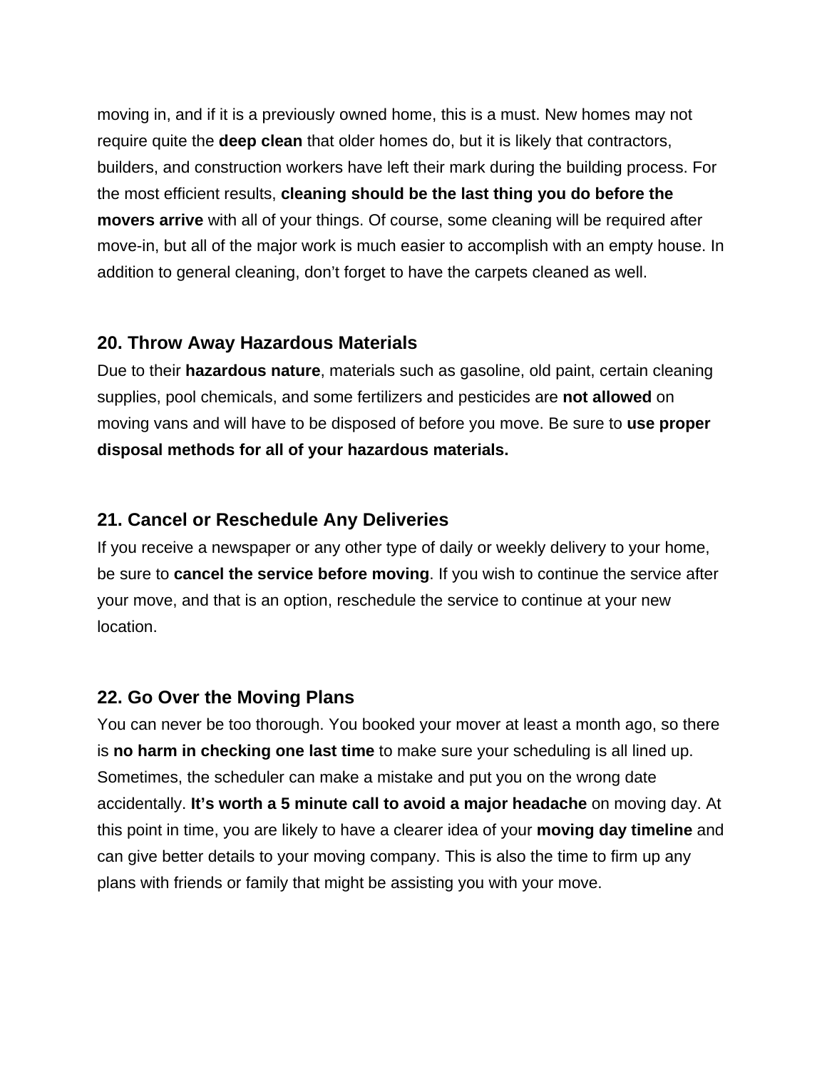moving in, and if it is a previously owned home, this is a must. New homes may not require quite the **deep clean** that older homes do, but it is likely that contractors, builders, and construction workers have left their mark during the building process. For the most efficient results, **cleaning should be the last thing you do before the movers arrive** with all of your things. Of course, some cleaning will be required after move-in, but all of the major work is much easier to accomplish with an empty house. In addition to general cleaning, don't forget to have the carpets cleaned as well.

### 20. Throw Away Hazardous Materials

Due to their **hazardous nature**, materials such as gasoline, old paint, certain cleaning supplies, pool chemicals, and some fertilizers and pesticides are **not allowed** on moving vans and will have to be disposed of before you move. Be sure to **use proper disposal methods for all of your hazardous materials.**

### 21. Cancel or Reschedule Any Deliveries

If you receive a newspaper or any other type of daily or weekly delivery to your home, be sure to **cancel the service before moving**. If you wish to continue the service after your move, and that is an option, reschedule the service to continue at your new location.

### 22. Go Over the Moving Plans

You can never be too thorough. You booked your mover at least a month ago, so there is **no harm in checking one last time** to make sure your scheduling is all lined up. Sometimes, the scheduler can make a mistake and put you on the wrong date accidentally. **It's worth a 5 minute call to avoid a major headache** on moving day. At this point in time, you are likely to have a clearer idea of your **moving day timeline** and can give better details to your moving company. This is also the time to firm up any plans with friends or family that might be assisting you with your move.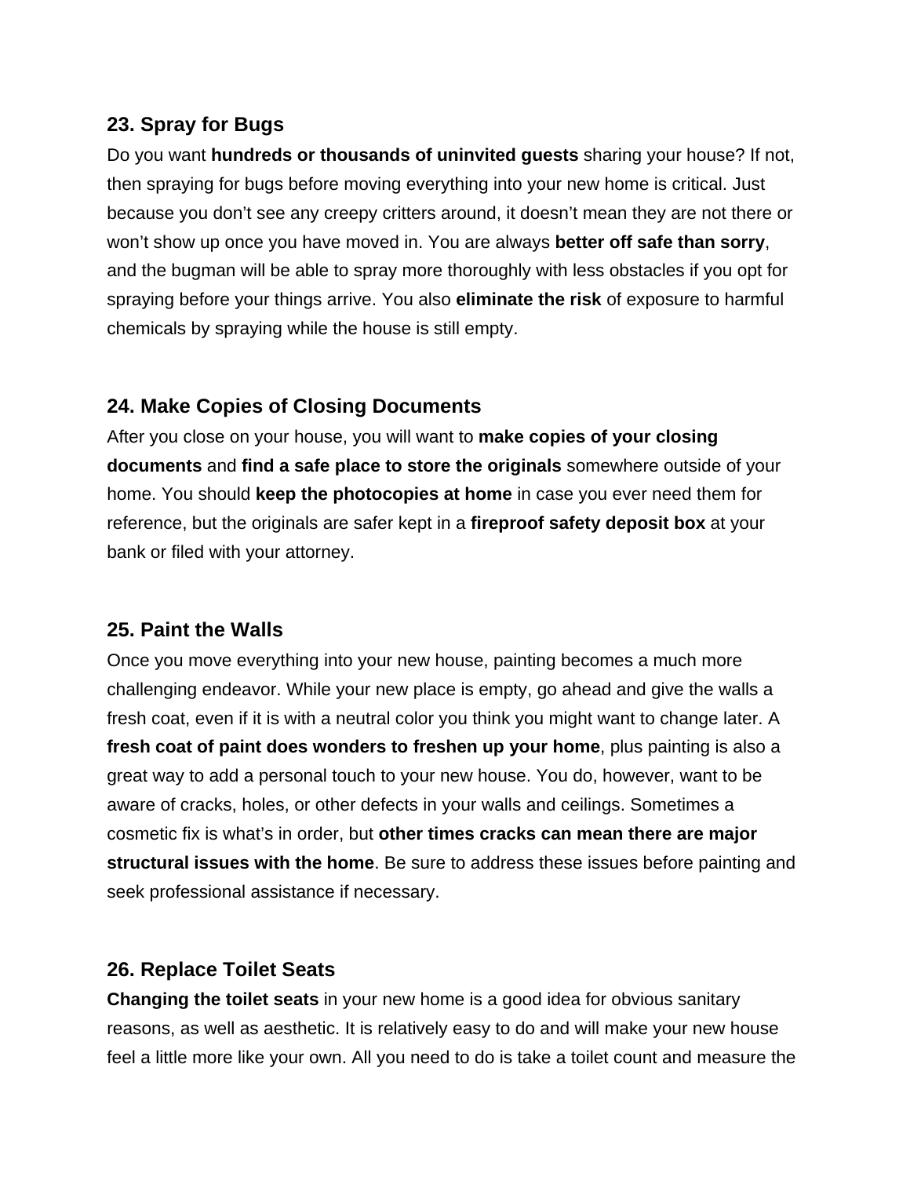### 23. Spray for Bugs

Do you want **hundreds or thousands of uninvited guests** sharing your house? If not, then spraying for bugs before moving everything into your new home is critical. Just because you don't see any creepy critters around, it doesn't mean they are not there or won't show up once you have moved in. You are always **better off safe than sorry**, and the bugman will be able to spray more thoroughly with less obstacles if you opt for spraying before your things arrive. You also **eliminate the risk** of exposure to harmful chemicals by spraying while the house is still empty.

### 24. Make Copies of Closing Documents

After you close on your house, you will want to **make copies of your closing documents** and **find a safe place to store the originals** somewhere outside of your home. You should **keep the photocopies at home** in case you ever need them for reference, but the originals are safer kept in a **fireproof safety deposit box** at your bank or filed with your attorney.

### 25. Paint the Walls

Once you move everything into your new house, painting becomes a much more challenging endeavor. While your new place is empty, go ahead and give the walls a fresh coat, even if it is with a neutral color you think you might want to change later. A **fresh coat of paint does wonders to freshen up your home**, plus painting is also a great way to add a personal touch to your new house. You do, however, want to be aware of cracks, holes, or other defects in your walls and ceilings. Sometimes a cosmetic fix is what's in order, but **other times cracks can mean there are major structural issues with the home**. Be sure to address these issues before painting and seek professional assistance if necessary.

### 26. Replace Toilet Seats

**Changing the toilet seats** in your new home is a good idea for obvious sanitary reasons, as well as aesthetic. It is relatively easy to do and will make your new house feel a little more like your own. All you need to do is take a toilet count and measure the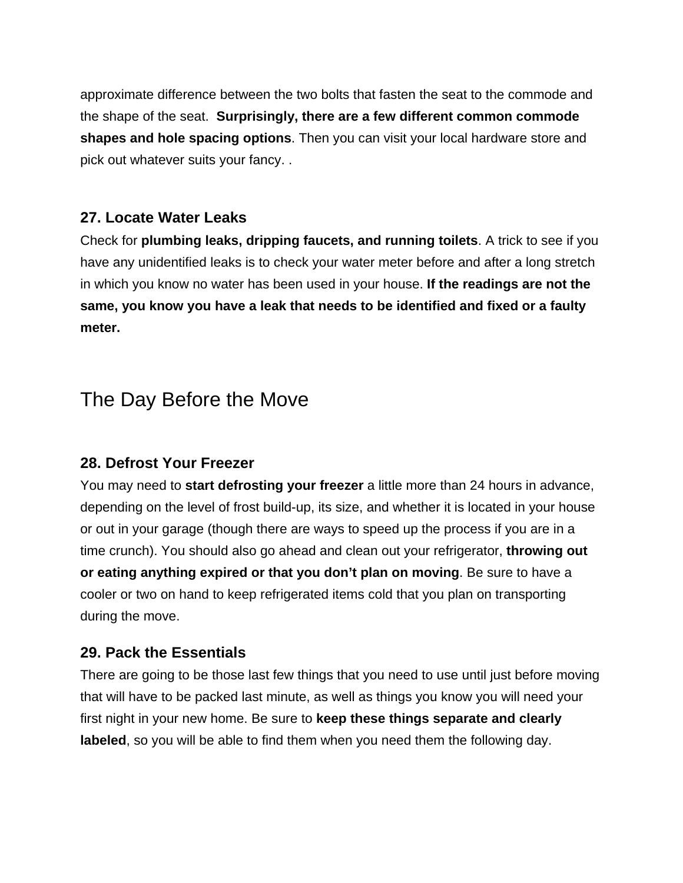approximate difference between the two bolts that fasten the seat to the commode and the shape of the seat. **Surprisingly, there are a few different common commode shapes and hole spacing options**. Then you can visit your local hardware store and pick out whatever suits your fancy. .

### 27. Locate Water Leaks

Check for **plumbing leaks, dripping faucets, and running toilets**. A trick to see if you have any unidentified leaks is to check your water meter before and after a long stretch in which you know no water has been used in your house. **If the readings are not the same, you know you have a leak that needs to be identified and fixed or a faulty meter.**

## The Day Before the Move

### 28. Defrost Your Freezer

You may need to **start defrosting your freezer** a little more than 24 hours in advance, depending on the level of frost build-up, its size, and whether it is located in your house or out in your garage (though there are ways to speed up the process if you are in a time crunch). You should also go ahead and clean out your refrigerator, **throwing out or eating anything expired or that you don't plan on moving**. Be sure to have a cooler or two on hand to keep refrigerated items cold that you plan on transporting during the move.

### 29. Pack the Essentials

There are going to be those last few things that you need to use until just before moving that will have to be packed last minute, as well as things you know you will need your first night in your new home. Be sure to **keep these things separate and clearly labeled**, so you will be able to find them when you need them the following day.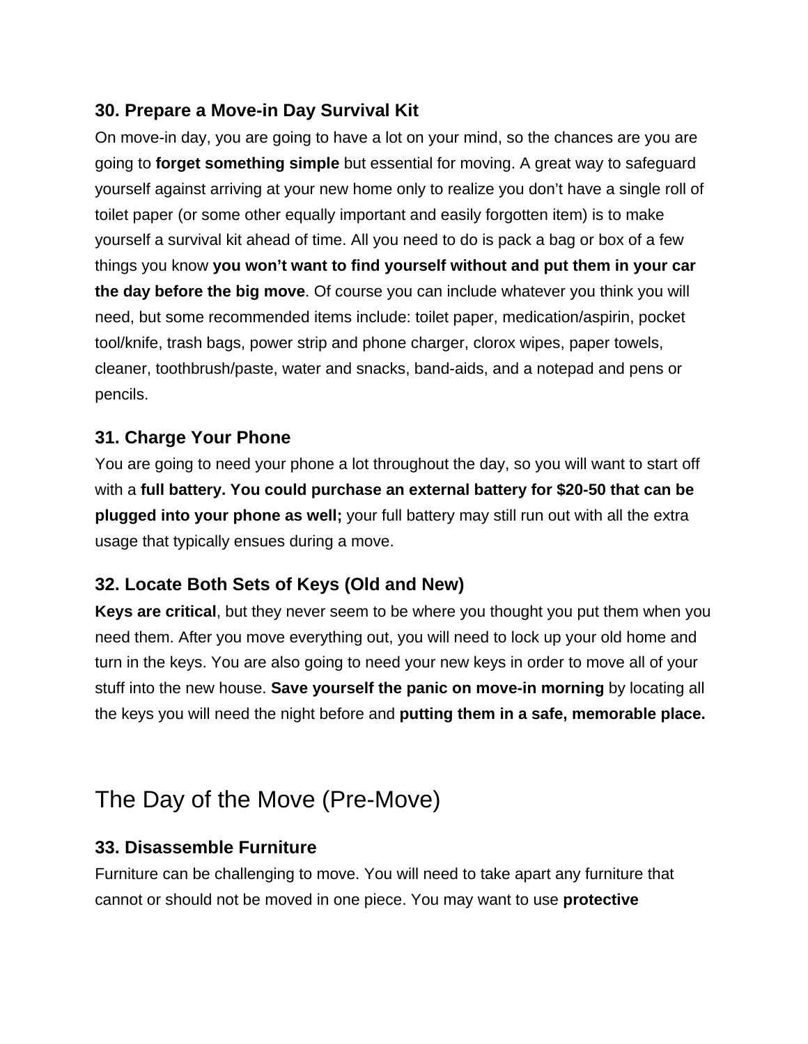### 30. Prepare a Move-in Day Survival Kit

On move-in day, you are going to have a lot on your mind, so the chances are you are going to **forget something simple** but essential for moving. A great way to safeguard yourself against arriving at your new home only to realize you don't have a single roll of toilet paper (or some other equally important and easily forgotten item) is to make yourself a survival kit ahead of time. All you need to do is pack a bag or box of a few things you know **you won't want to find yourself without and put them in your car the day before the big move**. Of course you can include whatever you think you will need, but some recommended items include: toilet paper, medication/aspirin, pocket tool/knife, trash bags, power strip and phone charger, clorox wipes, paper towels, cleaner, toothbrush/paste, water and snacks, band-aids, and a notepad and pens or pencils.

### 31. Charge Your Phone

You are going to need your phone a lot throughout the day, so you will want to start off with a **full battery. You could purchase an external battery for $20-50 that can be plugged into your phone as well;** your full battery may still run out with all the extra usage that typically ensues during a move.

### 32. Locate Both Sets of Keys (Old and New)

**Keys are critical**, but they never seem to be where you thought you put them when you need them. After you move everything out, you will need to lock up your old home and turn in the keys. You are also going to need your new keys in order to move all of your stuff into the new house. **Save yourself the panic on move-in morning** by locating all the keys you will need the night before and **putting them in a safe, memorable place.**

## The Day of the Move (Pre-Move)

### 33. Disassemble Furniture

Furniture can be challenging to move. You will need to take apart any furniture that cannot or should not be moved in one piece. You may want to use **protective**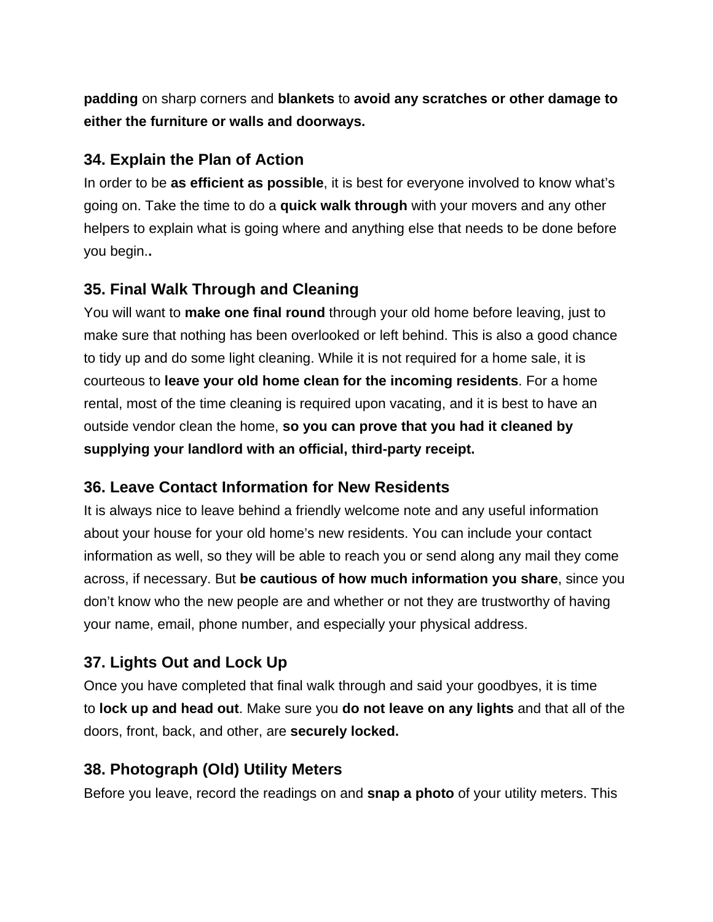**padding** on sharp corners and **blankets** to **avoid any scratches or other damage to either the furniture or walls and doorways.**

### 34. Explain the Plan of Action

In order to be **as efficient as possible**, it is best for everyone involved to know what's going on. Take the time to do a **quick walk through** with your movers and any other helpers to explain what is going where and anything else that needs to be done before you begin.**.**

### 35. Final Walk Through and Cleaning

You will want to **make one final round** through your old home before leaving, just to make sure that nothing has been overlooked or left behind. This is also a good chance to tidy up and do some light cleaning. While it is not required for a home sale, it is courteous to **leave your old home clean for the incoming residents**. For a home rental, most of the time cleaning is required upon vacating, and it is best to have an outside vendor clean the home, **so you can prove that you had it cleaned by supplying your landlord with an official, third-party receipt.**

### 36. Leave Contact Information for New Residents

It is always nice to leave behind a friendly welcome note and any useful information about your house for your old home's new residents. You can include your contact information as well, so they will be able to reach you or send along any mail they come across, if necessary. But **be cautious of how much information you share**, since you don't know who the new people are and whether or not they are trustworthy of having your name, email, phone number, and especially your physical address.

### 37. Lights Out and Lock Up

Once you have completed that final walk through and said your goodbyes, it is time to **lock up and head out**. Make sure you **do not leave on any lights** and that all of the doors, front, back, and other, are **securely locked.**

### 38. Photograph (Old) Utility Meters

Before you leave, record the readings on and **snap a photo** of your utility meters. This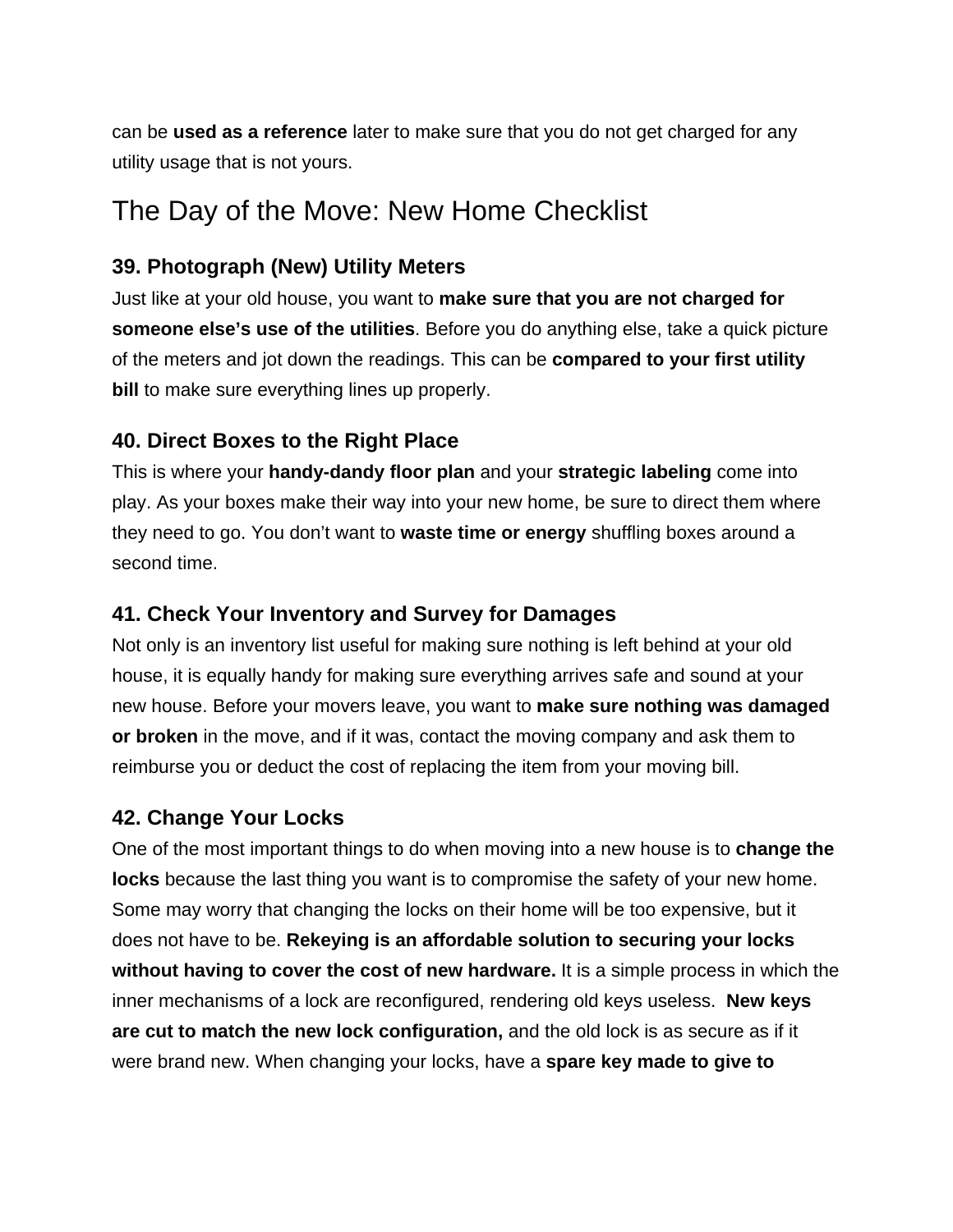can be **used as a reference** later to make sure that you do not get charged for any utility usage that is not yours.

## The Day of the Move: New Home Checklist

### 39. Photograph (New) Utility Meters

Just like at your old house, you want to **make sure that you are not charged for someone else's use of the utilities**. Before you do anything else, take a quick picture of the meters and jot down the readings. This can be **compared to your first utility bill** to make sure everything lines up properly.

### 40. Direct Boxes to the Right Place

This is where your **handy-dandy floor plan** and your **strategic labeling** come into play. As your boxes make their way into your new home, be sure to direct them where they need to go. You don't want to **waste time or energy** shuffling boxes around a second time.

### 41. Check Your Inventory and Survey for Damages

Not only is an inventory list useful for making sure nothing is left behind at your old house, it is equally handy for making sure everything arrives safe and sound at your new house. Before your movers leave, you want to **make sure nothing was damaged or broken** in the move, and if it was, contact the moving company and ask them to reimburse you or deduct the cost of replacing the item from your moving bill.

### 42. Change Your Locks

One of the most important things to do when moving into a new house is to **change the locks** because the last thing you want is to compromise the safety of your new home. Some may worry that changing the locks on their home will be too expensive, but it does not have to be. **Rekeying is an affordable solution to securing your locks without having to cover the cost of new hardware.** It is a simple process in which the inner mechanisms of a lock are reconfigured, rendering old keys useless. **New keys are cut to match the new lock configuration,** and the old lock is as secure as if it were brand new. When changing your locks, have a **spare key made to give to**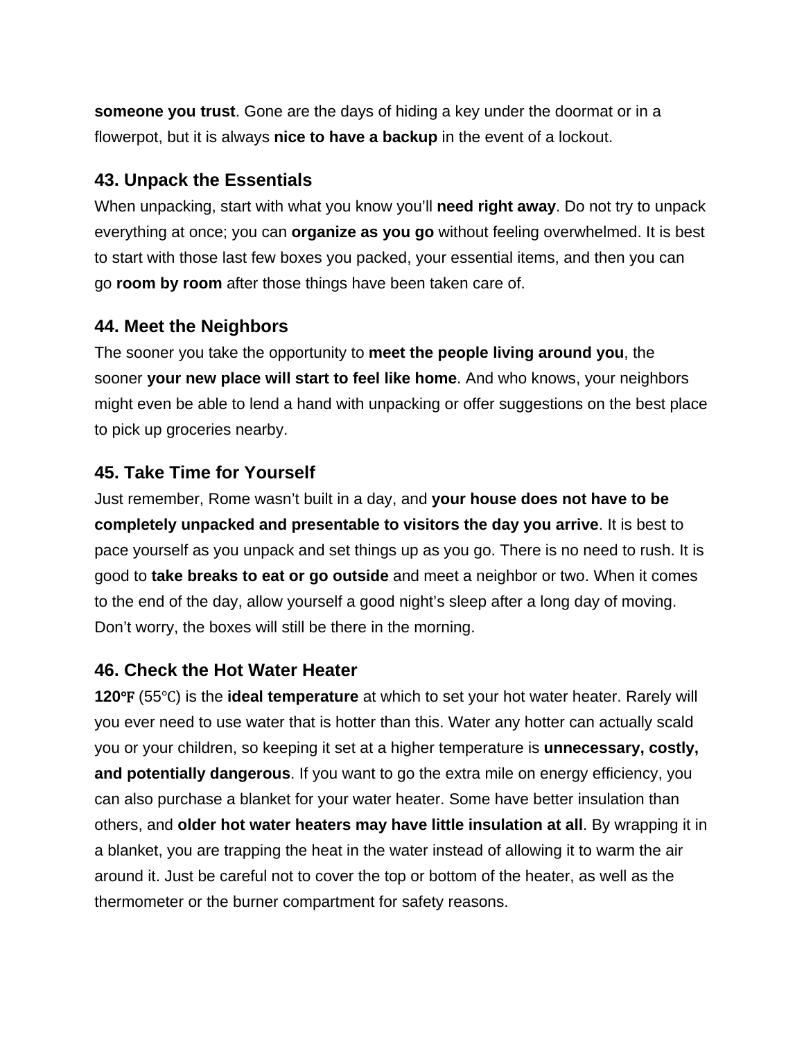**someone you trust**. Gone are the days of hiding a key under the doormat or in a flowerpot, but it is always **nice to have a backup** in the event of a lockout.

### 43. Unpack the Essentials

When unpacking, start with what you know you'll **need right away**. Do not try to unpack everything at once; you can **organize as you go** without feeling overwhelmed. It is best to start with those last few boxes you packed, your essential items, and then you can go **room by room** after those things have been taken care of.

### 44. Meet the Neighbors

The sooner you take the opportunity to **meet the people living around you**, the sooner **your new place will start to feel like home**. And who knows, your neighbors might even be able to lend a hand with unpacking or offer suggestions on the best place to pick up groceries nearby.

### 45. Take Time for Yourself

Just remember, Rome wasn't built in a day, and **your house does not have to be completely unpacked and presentable to visitors the day you arrive**. It is best to pace yourself as you unpack and set things up as you go. There is no need to rush. It is good to **take breaks to eat or go outside** and meet a neighbor or two. When it comes to the end of the day, allow yourself a good night's sleep after a long day of moving. Don't worry, the boxes will still be there in the morning.

### 46. Check the Hot Water Heater

**120℉** (55℃) is the **ideal temperature** at which to set your hot water heater. Rarely will you ever need to use water that is hotter than this. Water any hotter can actually scald you or your children, so keeping it set at a higher temperature is **unnecessary, costly, and potentially dangerous**. If you want to go the extra mile on energy efficiency, you can also purchase a blanket for your water heater. Some have better insulation than others, and **older hot water heaters may have little insulation at all**. By wrapping it in a blanket, you are trapping the heat in the water instead of allowing it to warm the air around it. Just be careful not to cover the top or bottom of the heater, as well as the thermometer or the burner compartment for safety reasons.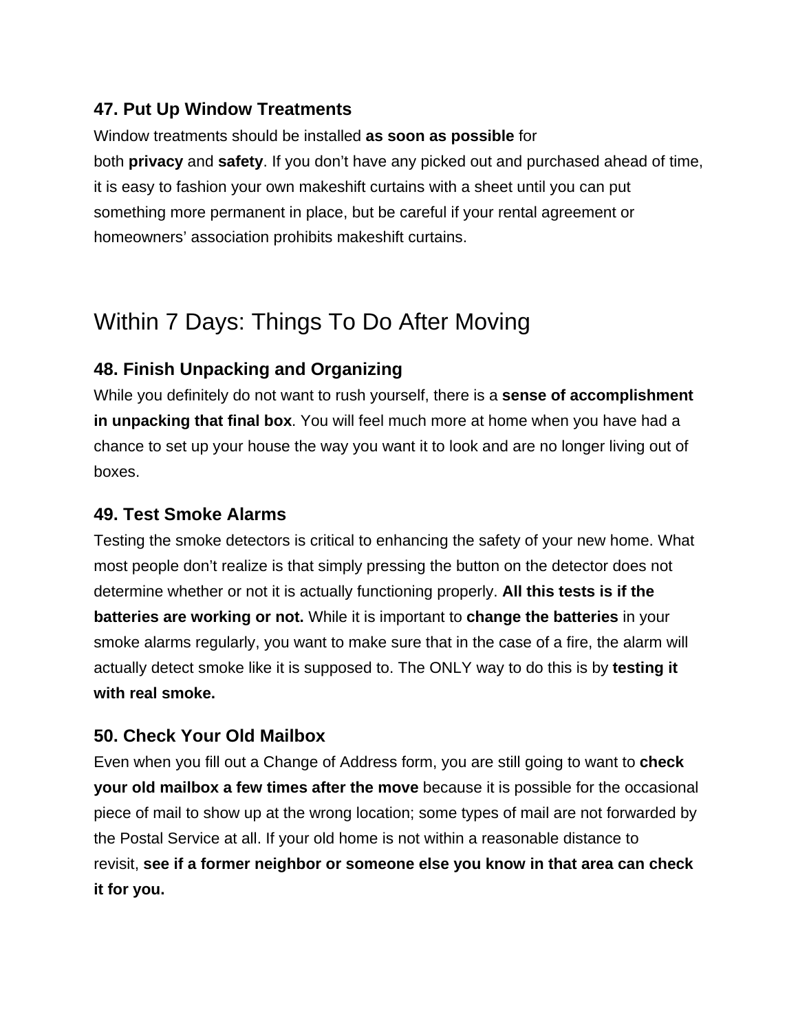### 47. Put Up Window Treatments

Window treatments should be installed **as soon as possible** for both **privacy** and **safety**. If you don't have any picked out and purchased ahead of time, it is easy to fashion your own makeshift curtains with a sheet until you can put something more permanent in place, but be careful if your rental agreement or homeowners' association prohibits makeshift curtains.

## Within 7 Days: Things To Do After Moving

### 48. Finish Unpacking and Organizing

While you definitely do not want to rush yourself, there is a **sense of accomplishment in unpacking that final box**. You will feel much more at home when you have had a chance to set up your house the way you want it to look and are no longer living out of boxes.

### 49. Test Smoke Alarms

Testing the smoke detectors is critical to enhancing the safety of your new home. What most people don't realize is that simply pressing the button on the detector does not determine whether or not it is actually functioning properly. **All this tests is if the batteries are working or not.** While it is important to **change the batteries** in your smoke alarms regularly, you want to make sure that in the case of a fire, the alarm will actually detect smoke like it is supposed to. The ONLY way to do this is by **testing it with real smoke.**

### 50. Check Your Old Mailbox

Even when you fill out a Change of Address form, you are still going to want to **check your old mailbox a few times after the move** because it is possible for the occasional piece of mail to show up at the wrong location; some types of mail are not forwarded by the Postal Service at all. If your old home is not within a reasonable distance to revisit, **see if a former neighbor or someone else you know in that area can check it for you.**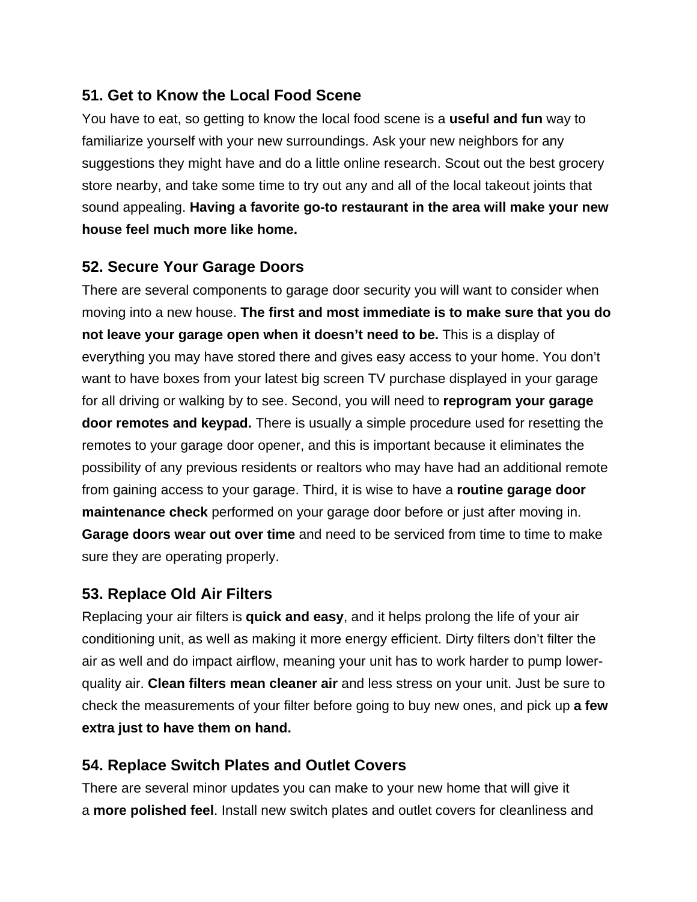### 51. Get to Know the Local Food Scene

You have to eat, so getting to know the local food scene is a **useful and fun** way to familiarize yourself with your new surroundings. Ask your new neighbors for any suggestions they might have and do a little online research. Scout out the best grocery store nearby, and take some time to try out any and all of the local takeout joints that sound appealing. **Having a favorite go-to restaurant in the area will make your new house feel much more like home.**

### 52. Secure Your Garage Doors

There are several components to garage door security you will want to consider when moving into a new house. **The first and most immediate is to make sure that you do not leave your garage open when it doesn't need to be.** This is a display of everything you may have stored there and gives easy access to your home. You don't want to have boxes from your latest big screen TV purchase displayed in your garage for all driving or walking by to see. Second, you will need to **reprogram your garage door remotes and keypad.** There is usually a simple procedure used for resetting the remotes to your garage door opener, and this is important because it eliminates the possibility of any previous residents or realtors who may have had an additional remote from gaining access to your garage. Third, it is wise to have a **routine garage door maintenance check** performed on your garage door before or just after moving in. **Garage doors wear out over time** and need to be serviced from time to time to make sure they are operating properly.

### 53. Replace Old Air Filters

Replacing your air filters is **quick and easy**, and it helps prolong the life of your air conditioning unit, as well as making it more energy efficient. Dirty filters don't filter the air as well and do impact airflow, meaning your unit has to work harder to pump lower-quality air. **Clean filters mean cleaner air** and less stress on your unit. Just be sure to check the measurements of your filter before going to buy new ones, and pick up **a few extra just to have them on hand.**

### 54. Replace Switch Plates and Outlet Covers

There are several minor updates you can make to your new home that will give it a **more polished feel**. Install new switch plates and outlet covers for cleanliness and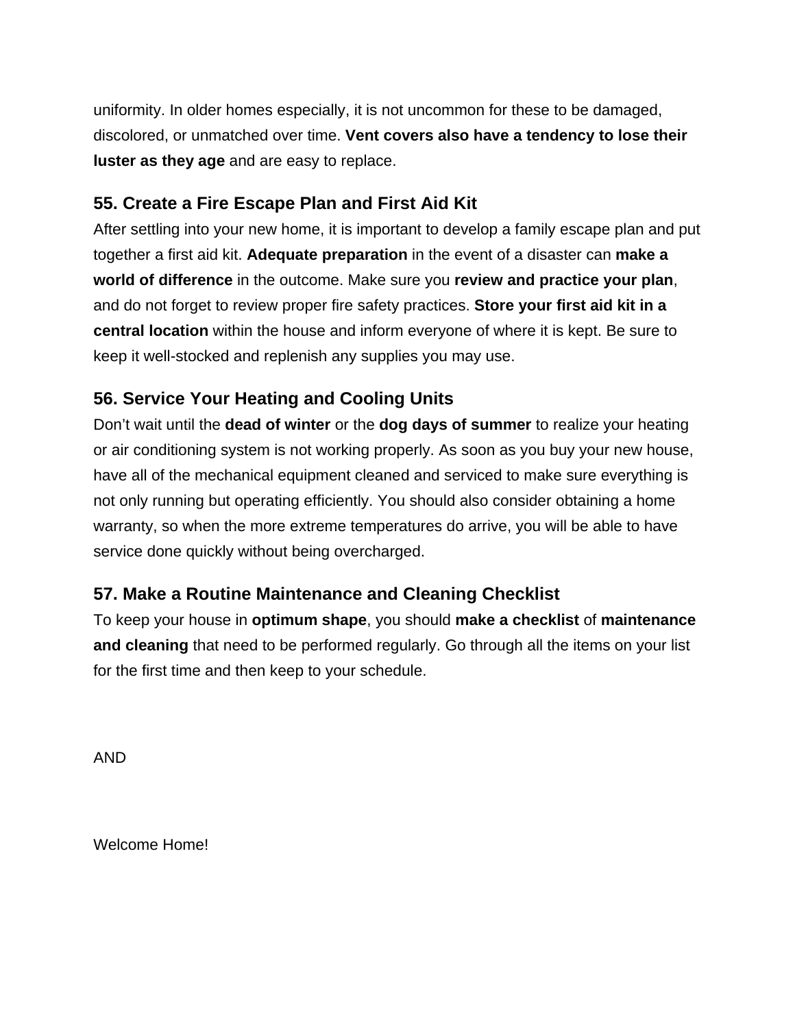uniformity. In older homes especially, it is not uncommon for these to be damaged, discolored, or unmatched over time. **Vent covers also have a tendency to lose their luster as they age** and are easy to replace.

### 55. Create a Fire Escape Plan and First Aid Kit

After settling into your new home, it is important to develop a family escape plan and put together a first aid kit. **Adequate preparation** in the event of a disaster can **make a world of difference** in the outcome. Make sure you **review and practice your plan**, and do not forget to review proper fire safety practices. **Store your first aid kit in a central location** within the house and inform everyone of where it is kept. Be sure to keep it well-stocked and replenish any supplies you may use.

### 56. Service Your Heating and Cooling Units

Don't wait until the **dead of winter** or the **dog days of summer** to realize your heating or air conditioning system is not working properly. As soon as you buy your new house, have all of the mechanical equipment cleaned and serviced to make sure everything is not only running but operating efficiently. You should also consider obtaining a home warranty, so when the more extreme temperatures do arrive, you will be able to have service done quickly without being overcharged.

### 57. Make a Routine Maintenance and Cleaning Checklist

To keep your house in **optimum shape**, you should **make a checklist** of **maintenance and cleaning** that need to be performed regularly. Go through all the items on your list for the first time and then keep to your schedule.

AND

Welcome Home!